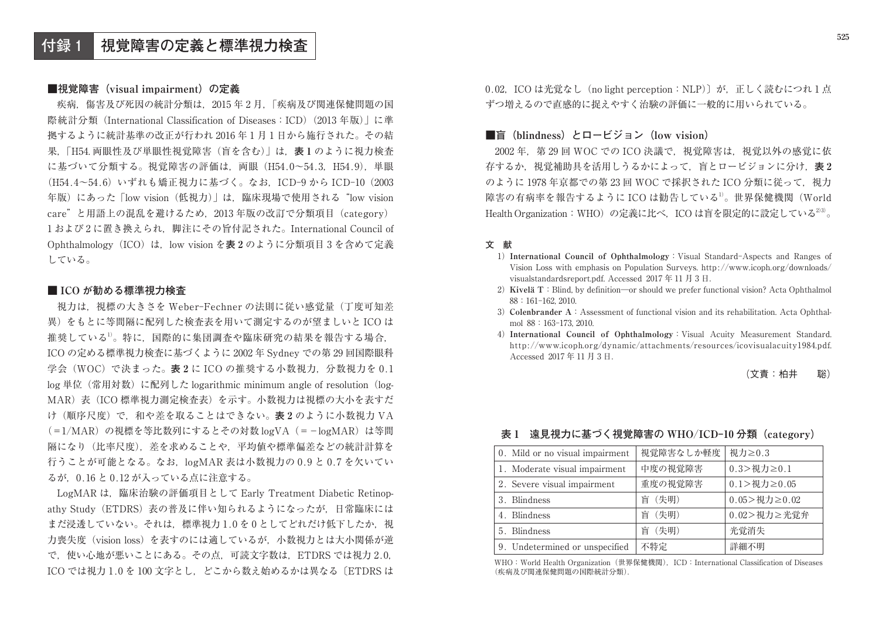# 付録 1　視覚障害の定義と標準視力検査

## ■視覚障害（visual impairment）の定義

疾病，傷害及び死因の統計分類は，2015 年 2 月，「疾病及び関連保健問題の国際統計分類（International Classification of Diseases：ICD）（2013 年版）」に準拠するように統計基準の改正が行われ 2016 年 1 月 1 日から施行された。その結果，「H54. 両眼性及び単眼性視覚障害（盲を含む）」は，**表 1** のように視力検査に基づいて分類する。視覚障害の評価は，両眼（H54.0～54.3，H54.9），単眼（H54.4～54.6）いずれも矯正視力に基づく。なお，ICD-9 から ICD-10（2003 年版）にあった「low vision（低視力）」は，臨床現場で使用される "low vision care" と用語上の混乱を避けるため，2013 年版の改訂で分類項目（category）1 および 2 に置き換えられ，脚注にその旨付記された。International Council of Ophthalmology（ICO）は，low vision を**表 2** のように分類項目 3 を含めて定義している。

## ■ ICO が勧める標準視力検査

視力は，視標の大きさを Weber-Fechner の法則に従い感覚量（丁度可知差異）をもとに等間隔に配列した検査表を用いて測定するのが望ましいと ICO は推奨している[1]。特に，国際的に集団調査や臨床研究の結果を報告する場合，ICO の定める標準視力検査に基づくように 2002 年 Sydney での第 29 回国際眼科学会（WOC）で決まった。**表 2** に ICO の推奨する小数視力，分数視力を 0.1 log 単位（常用対数）に配列した logarithmic minimum angle of resolution（logMAR）表（ICO 標準視力測定検査表）を示す。小数視力は視標の大小を表すだけ（順序尺度）で，和や差を取ることはできない。**表 2** のように小数視力 VA（=1/MAR）の視標を等比数列にするとその対数 logVA（=－logMAR）は等間隔になり（比率尺度），差を求めることや，平均値や標準偏差などの統計計算を行うことが可能となる。なお，logMAR 表は小数視力の 0.9 と 0.7 を欠いているが，0.16 と 0.12 が入っている点に注意する。

LogMAR は，臨床治験の評価項目として Early Treatment Diabetic Retinopathy Study（ETDRS）表の普及に伴い知られるようになったが，日常臨床にはまだ浸透していない。それは，標準視力 1.0 を 0 としてどれだけ低下したか，視力喪失度（vision loss）を表すのには適しているが，小数視力とは大小関係が逆で，使い心地が悪いことにある。その点，可読文字数は，ETDRS では視力 2.0，ICO では視力 1.0 を 100 文字とし，どこから数え始めるかは異なる〔ETDRS は 0.02，ICO は光覚なし（no light perception：NLP）〕が，正しく読むにつれ 1 点ずつ増えるので直感的に捉えやすく治験の評価に一般的に用いられている。

## ■盲（blindness）とロービジョン（low vision）

2002 年，第 29 回 WOC での ICO 決議で，視覚障害は，視覚以外の感覚に依存するか，視覚補助具を活用しうるかによって，盲とロービジョンに分け，**表 2** のように 1978 年京都での第 23 回 WOC で採択された ICO 分類に従って，視力障害の有病率を報告するように ICO は勧告している[1]。世界保健機関（World Health Organization：WHO）の定義に比べ，ICO は盲を限定的に設定している[2,3]。

### 文　献

1) **International Council of Ophthalmology**：Visual Standard-Aspects and Ranges of Vision Loss with emphasis on Population Surveys. http://www.icoph.org/downloads/visualstandardsreport.pdf. Accessed 2017 年 11 月 3 日.
2) **Kivelä T**：Blind, by definition—or should we prefer functional vision? Acta Ophthalmol 88：161-162, 2010.
3) **Colenbrander A**：Assessment of functional vision and its rehabilitation. Acta Ophthalmol 88：163-173, 2010.
4) **International Council of Ophthalmology**：Visual Acuity Measurement Standard. http://www.icoph.org/dynamic/attachments/resources/icovisualacuity1984.pdf. Accessed 2017 年 11 月 3 日.

（文責：柏井　聡）

**表 1　遠見視力に基づく視覚障害の WHO/ICD-10 分類（category）**

| | | |
|---|---|---|
| 0. Mild or no visual impairment | 視覚障害なしか軽度 | 視力≧0.3 |
| 1. Moderate visual impairment | 中度の視覚障害 | 0.3＞視力≧0.1 |
| 2. Severe visual impairment | 重度の視覚障害 | 0.1＞視力≧0.05 |
| 3. Blindness | 盲（失明） | 0.05＞視力≧0.02 |
| 4. Blindness | 盲（失明） | 0.02＞視力≧光覚弁 |
| 5. Blindness | 盲（失明） | 光覚消失 |
| 9. Undetermined or unspecified | 不特定 | 詳細不明 |

WHO：World Health Organization（世界保健機関），ICD：International Classification of Diseases（疾病及び関連保健問題の国際統計分類）.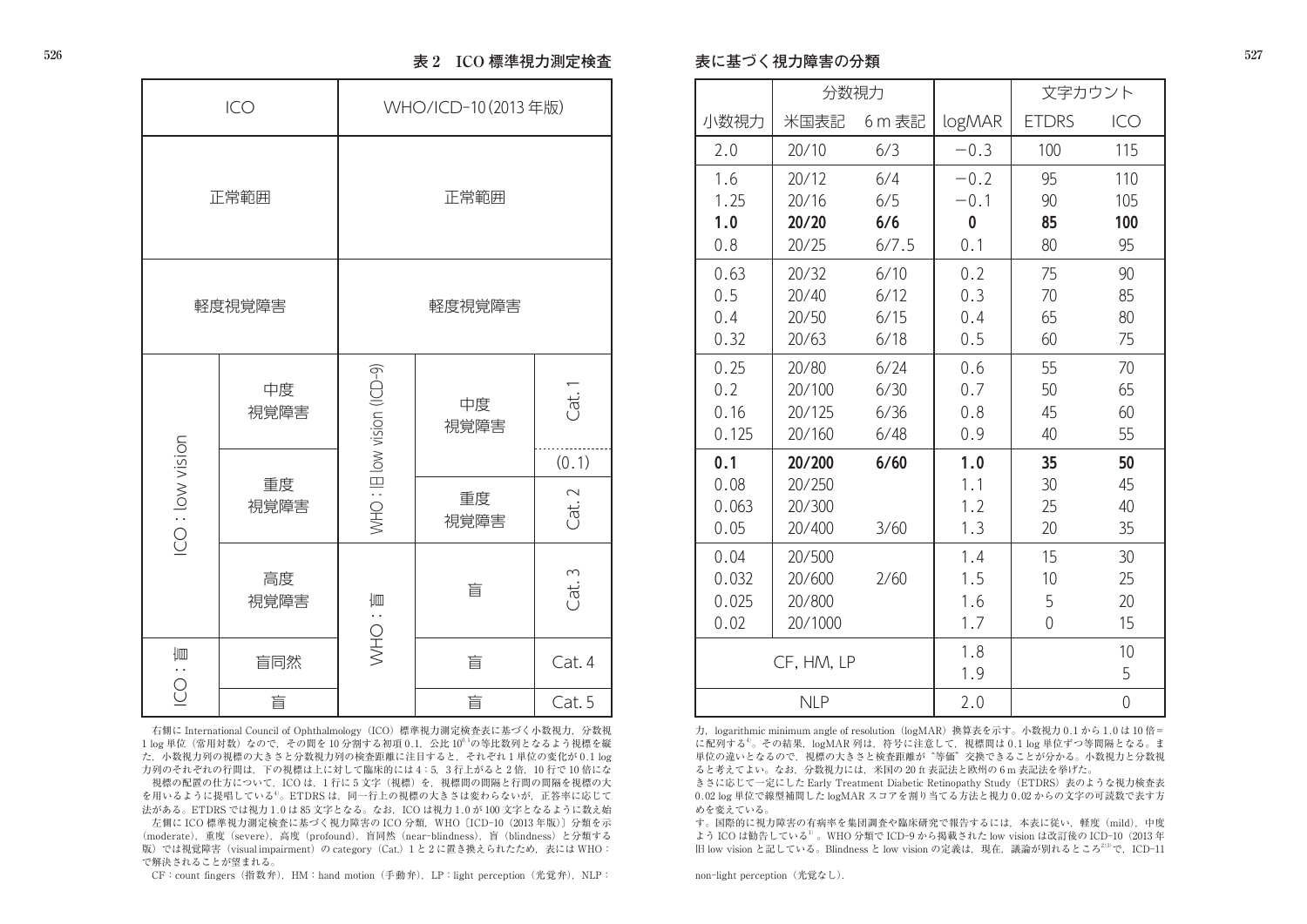## 表2　ICO標準視力測定検査表に基づく視力障害の分類

| ICO | | WHO/ICD-10（2013 年版） | | |
|---|---|---|---|---|
| 正常範囲 | | 正常範囲 | | |
| 軽度視覚障害 | | 軽度視覚障害 | | |
| ICO：low vision | 中度視覚障害 | WHO：旧 low vision（ICD-9） | 中度視覚障害 | Cat. 1 |
| | 重度視覚障害 | | | (0.1) |
| | | | 重度視覚障害 | Cat. 2 |
| | 高度視覚障害 | WHO：盲 | 盲 | Cat. 3 |
| ICO：盲 | 盲同然 | | 盲 | Cat. 4 |
| | 盲 | | 盲 | Cat. 5 |

| 分数視力 | | | | 文字カウント | |
|---|---|---|---|---|---|
| 小数視力 | 米国表記 | 6 m 表記 | logMAR | ETDRS | ICO |
| 2.0 | 20/10 | 6/3 | −0.3 | 100 | 115 |
| 1.6 | 20/12 | 6/4 | −0.2 | 95 | 110 |
| 1.25 | 20/16 | 6/5 | −0.1 | 90 | 105 |
| **1.0** | **20/20** | **6/6** | **0** | **85** | **100** |
| 0.8 | 20/25 | 6/7.5 | 0.1 | 80 | 95 |
| 0.63 | 20/32 | 6/10 | 0.2 | 75 | 90 |
| 0.5 | 20/40 | 6/12 | 0.3 | 70 | 85 |
| 0.4 | 20/50 | 6/15 | 0.4 | 65 | 80 |
| 0.32 | 20/63 | 6/18 | 0.5 | 60 | 75 |
| 0.25 | 20/80 | 6/24 | 0.6 | 55 | 70 |
| 0.2 | 20/100 | 6/30 | 0.7 | 50 | 65 |
| 0.16 | 20/125 | 6/36 | 0.8 | 45 | 60 |
| 0.125 | 20/160 | 6/48 | 0.9 | 40 | 55 |
| **0.1** | **20/200** | **6/60** | **1.0** | **35** | **50** |
| 0.08 | 20/250 | | 1.1 | 30 | 45 |
| 0.063 | 20/300 | | 1.2 | 25 | 40 |
| 0.05 | 20/400 | 3/60 | 1.3 | 20 | 35 |
| 0.04 | 20/500 | | 1.4 | 15 | 30 |
| 0.032 | 20/600 | 2/60 | 1.5 | 10 | 25 |
| 0.025 | 20/800 | | 1.6 | 5 | 20 |
| 0.02 | 20/1000 | | 1.7 | 0 | 15 |
| CF, HM, LP | | | 1.8 | | 10 |
| | | | 1.9 | | 5 |
| NLP | | | 2.0 | | 0 |

右側に International Council of Ophthalmology（ICO）標準視力測定検査表に基づく小数視力，分数視力，logarithmic minimum angle of resolution（logMAR）換算表を示す。小数視力 0.1 から 1.0 は 10 倍＝1 log 単位（常用対数）なので，その間を 10 分割する初項 0.1，公比 $10^{0.1}$ の等比数列となるよう視標を縦に配列する[4]。その結果，logMAR 列は，符号に注意して，視標間は 0.1 log 単位ずつ等間隔となる。また，小数視力列の視標の大きさと分数視力列の検査距離に注目すると，それぞれ 1 単位の変化が 0.1 log 単位の違いとなるので，視標の大きさと検査距離が "等価" 交換できることが分かる。小数視力と分数視力列のそれぞれの行間は，下の視標は上に対して臨床的には 4：5，3 行上がると 2 倍，10 行で 10 倍になると考えてよい。なお，分数視力には，米国の 20 ft 表記法と欧州の 6 m 表記法を挙げた。

視標の配置の仕方について，ICO は，1 行に 5 文字（視標）を，視標間の間隔と行間の間隔を視標の大きさに応じて一定にした Early Treatment Diabetic Retinopathy Study（ETDRS）表のような視力検査表を用いるように提唱している[4]。ETDRS は，同一行上の視標の大きさは変わらないが，正答率に応じて 0.02 log 単位で線型補間した logMAR スコアを割り当てる方法と視力 0.02 からの文字の可読数で表す方法がある。ETDRS では視力 1.0 は 85 文字となる。なお，ICO は視力 1.0 が 100 文字となるように数え始めを変えている。

左側に ICO 標準視力測定検査表に基づく視力障害の ICO 分類，WHO〔ICD-10（2013 年版）〕分類を示す。国際的に視力障害の有病率を集団調査や臨床研究で報告するには，本表に従い，軽度（mild），中度（moderate），重度（severe），高度（profound），盲同然（near-blindness），盲（blindness）と分類するよう ICO は勧告している[1]。WHO 分類で ICD-9 から掲載された low vision は改訂後の ICD-10（2013 年版）では視覚障害（visual impairment）の category（Cat.）1 と 2 に置き換えられたため，表には WHO：旧 low vision と記している。Blindness と low vision の定義は，現在，議論が別れるところ[2,3]で，ICD-11 で解決されることが望まれる。

CF：count fingers（指数弁），HM：hand motion（手動弁），LP：light perception（光覚弁），NLP：non-light perception（光覚なし）．